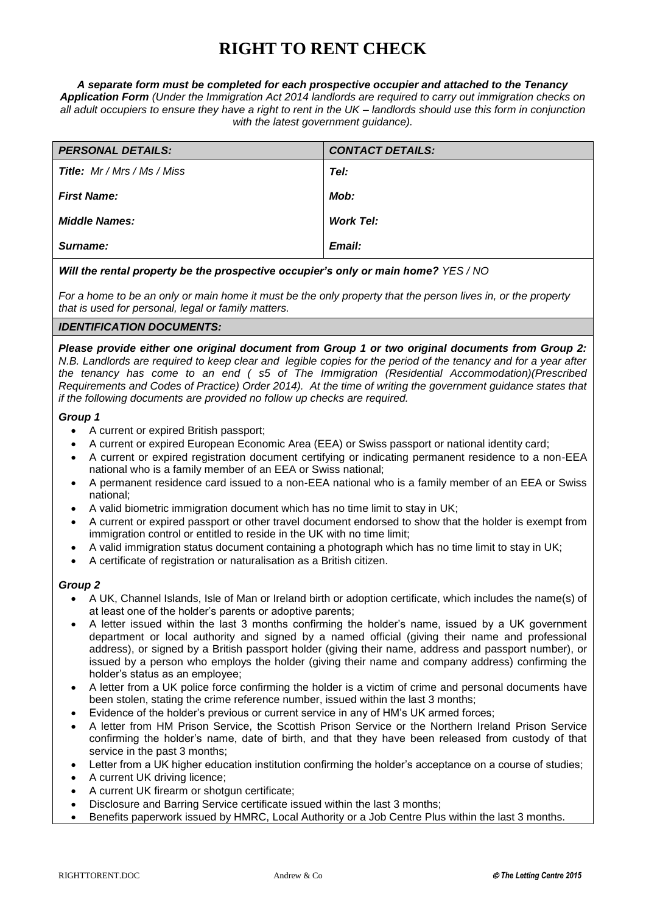# RIGHT TO RENT CHECK

***A separate form must be completed for each prospective occupier and attached to the Tenancy Application Form*** *(Under the Immigration Act 2014 landlords are required to carry out immigration checks on all adult occupiers to ensure they have a right to rent in the UK – landlords should use this form in conjunction with the latest government guidance).*

| ***PERSONAL DETAILS:*** | ***CONTACT DETAILS:*** |
|---|---|
| ***Title:*** *Mr / Mrs / Ms / Miss* | ***Tel:*** |
| ***First Name:*** | ***Mob:*** |
| ***Middle Names:*** | ***Work Tel:*** |
| ***Surname:*** | ***Email:*** |

***Will the rental property be the prospective occupier's only or main home?*** *YES / NO*

*For a home to be an only or main home it must be the only property that the person lives in, or the property that is used for personal, legal or family matters.*

***IDENTIFICATION DOCUMENTS:***

***Please provide either one original document from Group 1 or two original documents from Group 2:*** *N.B. Landlords are required to keep clear and legible copies for the period of the tenancy and for a year after the tenancy has come to an end ( s5 of The Immigration (Residential Accommodation)(Prescribed Requirements and Codes of Practice) Order 2014). At the time of writing the government guidance states that if the following documents are provided no follow up checks are required.*

***Group 1***

- A current or expired British passport;
- A current or expired European Economic Area (EEA) or Swiss passport or national identity card;
- A current or expired registration document certifying or indicating permanent residence to a non-EEA national who is a family member of an EEA or Swiss national;
- A permanent residence card issued to a non-EEA national who is a family member of an EEA or Swiss national;
- A valid biometric immigration document which has no time limit to stay in UK;
- A current or expired passport or other travel document endorsed to show that the holder is exempt from immigration control or entitled to reside in the UK with no time limit;
- A valid immigration status document containing a photograph which has no time limit to stay in UK;
- A certificate of registration or naturalisation as a British citizen.

***Group 2***

- A UK, Channel Islands, Isle of Man or Ireland birth or adoption certificate, which includes the name(s) of at least one of the holder's parents or adoptive parents;
- A letter issued within the last 3 months confirming the holder's name, issued by a UK government department or local authority and signed by a named official (giving their name and professional address), or signed by a British passport holder (giving their name, address and passport number), or issued by a person who employs the holder (giving their name and company address) confirming the holder's status as an employee;
- A letter from a UK police force confirming the holder is a victim of crime and personal documents have been stolen, stating the crime reference number, issued within the last 3 months;
- Evidence of the holder's previous or current service in any of HM's UK armed forces;
- A letter from HM Prison Service, the Scottish Prison Service or the Northern Ireland Prison Service confirming the holder's name, date of birth, and that they have been released from custody of that service in the past 3 months;
- Letter from a UK higher education institution confirming the holder's acceptance on a course of studies;
- A current UK driving licence;
- A current UK firearm or shotgun certificate;
- Disclosure and Barring Service certificate issued within the last 3 months;
- Benefits paperwork issued by HMRC, Local Authority or a Job Centre Plus within the last 3 months.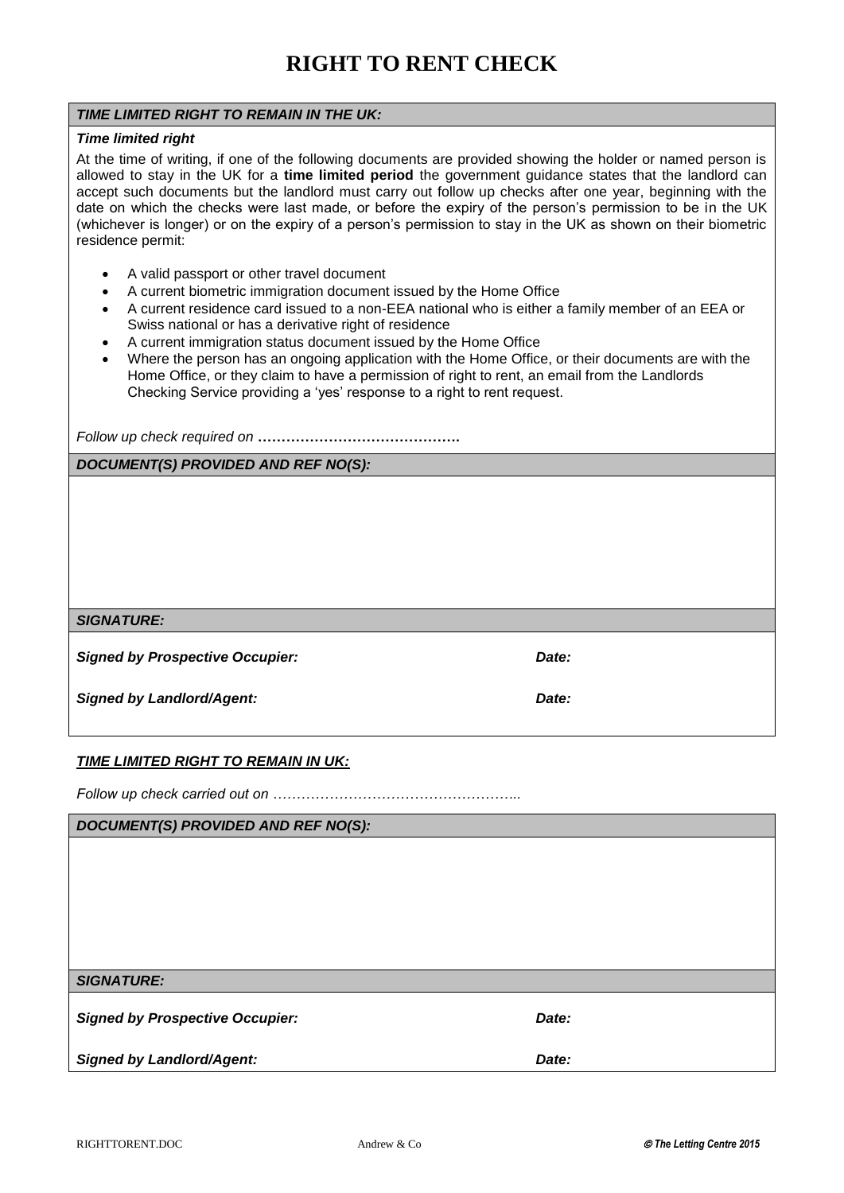# RIGHT TO RENT CHECK

***TIME LIMITED RIGHT TO REMAIN IN THE UK:***

***Time limited right***

At the time of writing, if one of the following documents are provided showing the holder or named person is allowed to stay in the UK for a **time limited period** the government guidance states that the landlord can accept such documents but the landlord must carry out follow up checks after one year, beginning with the date on which the checks were last made, or before the expiry of the person's permission to be in the UK (whichever is longer) or on the expiry of a person's permission to stay in the UK as shown on their biometric residence permit:

- A valid passport or other travel document
- A current biometric immigration document issued by the Home Office
- A current residence card issued to a non-EEA national who is either a family member of an EEA or Swiss national or has a derivative right of residence
- A current immigration status document issued by the Home Office
- Where the person has an ongoing application with the Home Office, or their documents are with the Home Office, or they claim to have a permission of right to rent, an email from the Landlords Checking Service providing a 'yes' response to a right to rent request.

*Follow up check required on* **…………………………………….**

***DOCUMENT(S) PROVIDED AND REF NO(S):***

***SIGNATURE:***

| | |
|---|---|
| ***Signed by Prospective Occupier:*** | ***Date:*** |
| ***Signed by Landlord/Agent:*** | ***Date:*** |

***TIME LIMITED RIGHT TO REMAIN IN UK:***

*Follow up check carried out on ……………………………………………..*

***DOCUMENT(S) PROVIDED AND REF NO(S):***

***SIGNATURE:***

| | |
|---|---|
| ***Signed by Prospective Occupier:*** | ***Date:*** |
| ***Signed by Landlord/Agent:*** | ***Date:*** |

RIGHTTORENT.DOC Andrew & Co ***© The Letting Centre 2015***